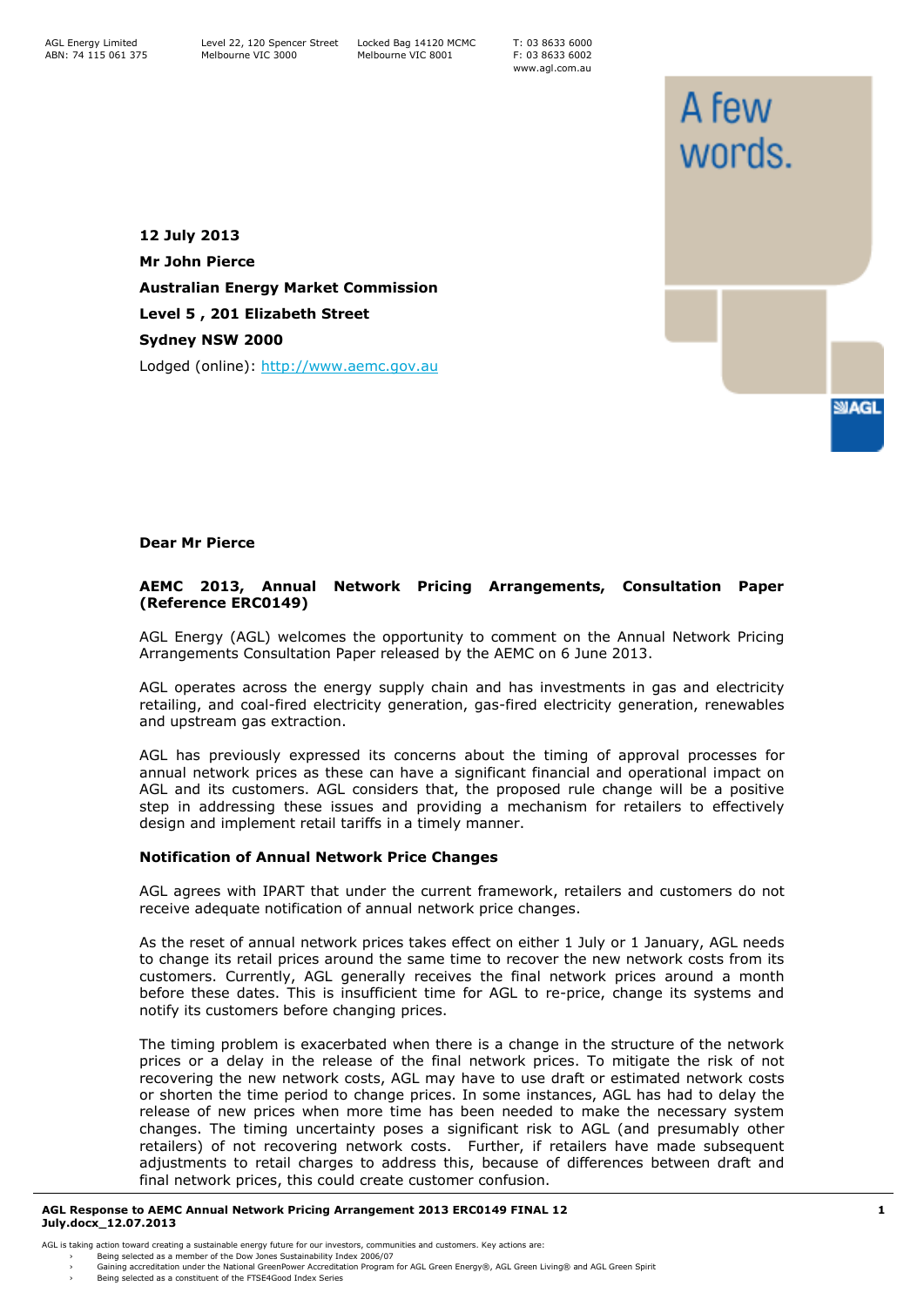AGL Energy Limited
ABN: 74 115 061 375

Level 22, 120 Spencer Street
Melbourne VIC 3000

Locked Bag 14120 MCMC
Melbourne VIC 8001

T: 03 8633 6000
F: 03 8633 6002
www.agl.com.au

**12 July 2013**

**Mr John Pierce**

**Australian Energy Market Commission**

**Level 5 , 201 Elizabeth Street**

**Sydney NSW 2000**

Lodged (online): http://www.aemc.gov.au

**Dear Mr Pierce**

**AEMC 2013, Annual Network Pricing Arrangements, Consultation Paper (Reference ERC0149)**

AGL Energy (AGL) welcomes the opportunity to comment on the Annual Network Pricing Arrangements Consultation Paper released by the AEMC on 6 June 2013.

AGL operates across the energy supply chain and has investments in gas and electricity retailing, and coal-fired electricity generation, gas-fired electricity generation, renewables and upstream gas extraction.

AGL has previously expressed its concerns about the timing of approval processes for annual network prices as these can have a significant financial and operational impact on AGL and its customers. AGL considers that, the proposed rule change will be a positive step in addressing these issues and providing a mechanism for retailers to effectively design and implement retail tariffs in a timely manner.

**Notification of Annual Network Price Changes**

AGL agrees with IPART that under the current framework, retailers and customers do not receive adequate notification of annual network price changes.

As the reset of annual network prices takes effect on either 1 July or 1 January, AGL needs to change its retail prices around the same time to recover the new network costs from its customers. Currently, AGL generally receives the final network prices around a month before these dates. This is insufficient time for AGL to re-price, change its systems and notify its customers before changing prices.

The timing problem is exacerbated when there is a change in the structure of the network prices or a delay in the release of the final network prices. To mitigate the risk of not recovering the new network costs, AGL may have to use draft or estimated network costs or shorten the time period to change prices. In some instances, AGL has had to delay the release of new prices when more time has been needed to make the necessary system changes. The timing uncertainty poses a significant risk to AGL (and presumably other retailers) of not recovering network costs. Further, if retailers have made subsequent adjustments to retail charges to address this, because of differences between draft and final network prices, this could create customer confusion.

AGL is taking action toward creating a sustainable energy future for our investors, communities and customers. Key actions are:

- Being selected as a member of the Dow Jones Sustainability Index 2006/07
- Gaining accreditation under the National GreenPower Accreditation Program for AGL Green Energy®, AGL Green Living® and AGL Green Spirit
- Being selected as a constituent of the FTSE4Good Index Series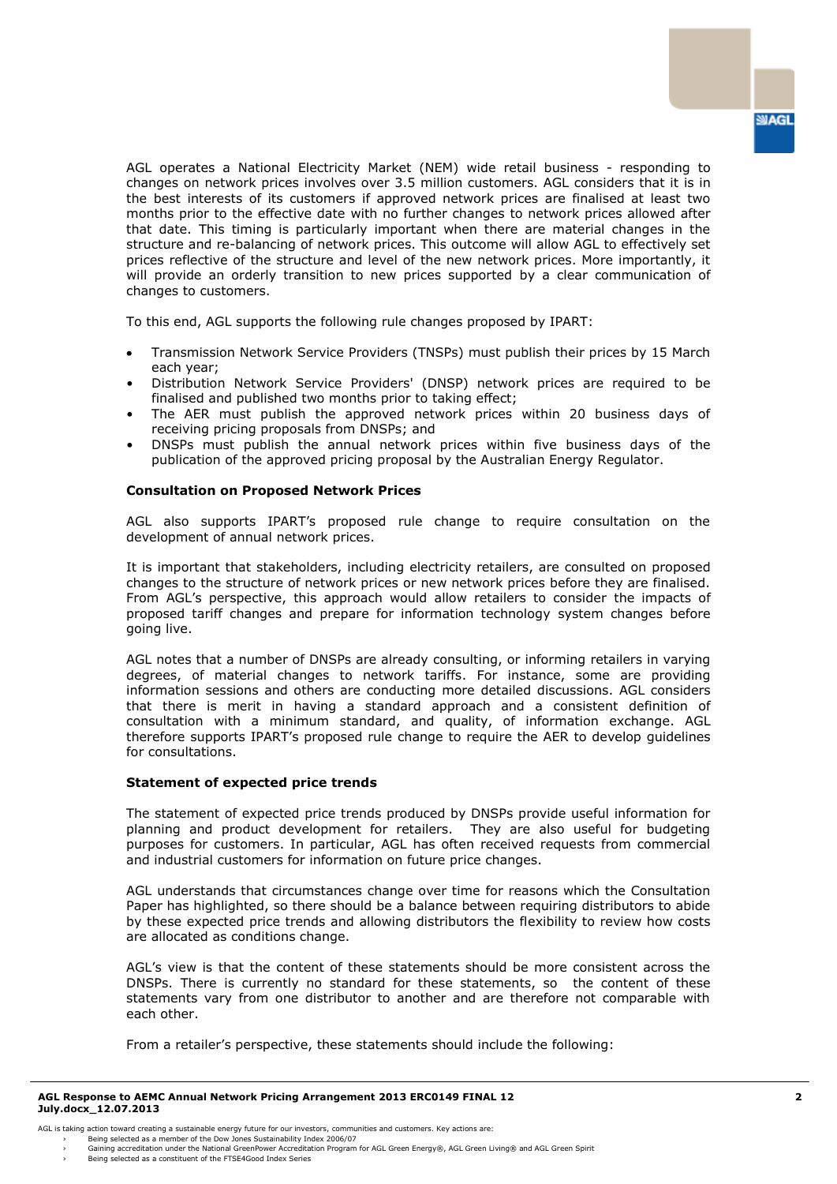AGL operates a National Electricity Market (NEM) wide retail business - responding to changes on network prices involves over 3.5 million customers. AGL considers that it is in the best interests of its customers if approved network prices are finalised at least two months prior to the effective date with no further changes to network prices allowed after that date. This timing is particularly important when there are material changes in the structure and re-balancing of network prices. This outcome will allow AGL to effectively set prices reflective of the structure and level of the new network prices. More importantly, it will provide an orderly transition to new prices supported by a clear communication of changes to customers.

To this end, AGL supports the following rule changes proposed by IPART:

- Transmission Network Service Providers (TNSPs) must publish their prices by 15 March each year;
- Distribution Network Service Providers' (DNSP) network prices are required to be finalised and published two months prior to taking effect;
- The AER must publish the approved network prices within 20 business days of receiving pricing proposals from DNSPs; and
- DNSPs must publish the annual network prices within five business days of the publication of the approved pricing proposal by the Australian Energy Regulator.

**Consultation on Proposed Network Prices**

AGL also supports IPART's proposed rule change to require consultation on the development of annual network prices.

It is important that stakeholders, including electricity retailers, are consulted on proposed changes to the structure of network prices or new network prices before they are finalised. From AGL's perspective, this approach would allow retailers to consider the impacts of proposed tariff changes and prepare for information technology system changes before going live.

AGL notes that a number of DNSPs are already consulting, or informing retailers in varying degrees, of material changes to network tariffs. For instance, some are providing information sessions and others are conducting more detailed discussions. AGL considers that there is merit in having a standard approach and a consistent definition of consultation with a minimum standard, and quality, of information exchange. AGL therefore supports IPART's proposed rule change to require the AER to develop guidelines for consultations.

**Statement of expected price trends**

The statement of expected price trends produced by DNSPs provide useful information for planning and product development for retailers. They are also useful for budgeting purposes for customers. In particular, AGL has often received requests from commercial and industrial customers for information on future price changes.

AGL understands that circumstances change over time for reasons which the Consultation Paper has highlighted, so there should be a balance between requiring distributors to abide by these expected price trends and allowing distributors the flexibility to review how costs are allocated as conditions change.

AGL's view is that the content of these statements should be more consistent across the DNSPs. There is currently no standard for these statements, so the content of these statements vary from one distributor to another and are therefore not comparable with each other.

From a retailer's perspective, these statements should include the following: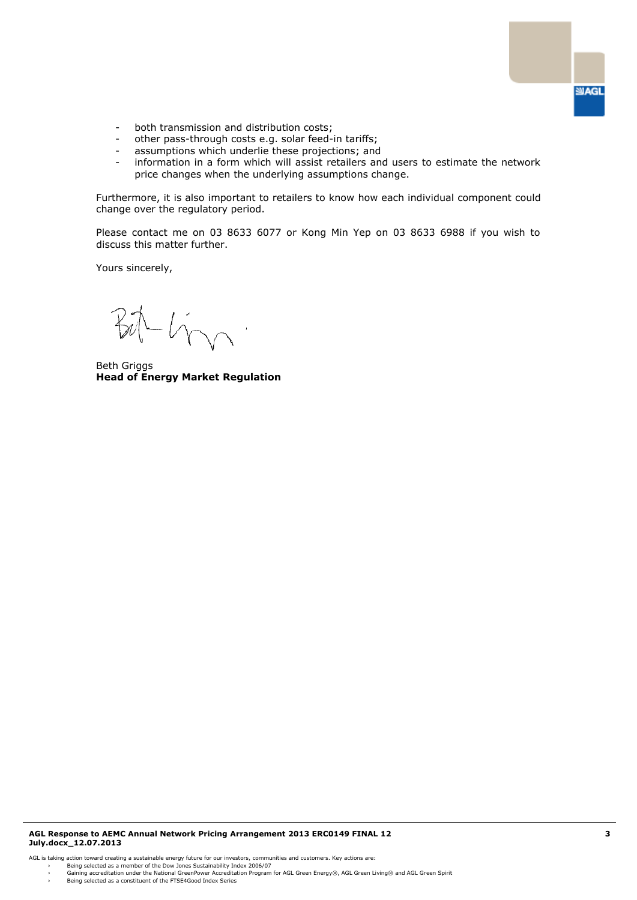- both transmission and distribution costs;
- other pass-through costs e.g. solar feed-in tariffs;
- assumptions which underlie these projections; and
- information in a form which will assist retailers and users to estimate the network price changes when the underlying assumptions change.

Furthermore, it is also important to retailers to know how each individual component could change over the regulatory period.

Please contact me on 03 8633 6077 or Kong Min Yep on 03 8633 6988 if you wish to discuss this matter further.

Yours sincerely,

Beth Griggs
**Head of Energy Market Regulation**